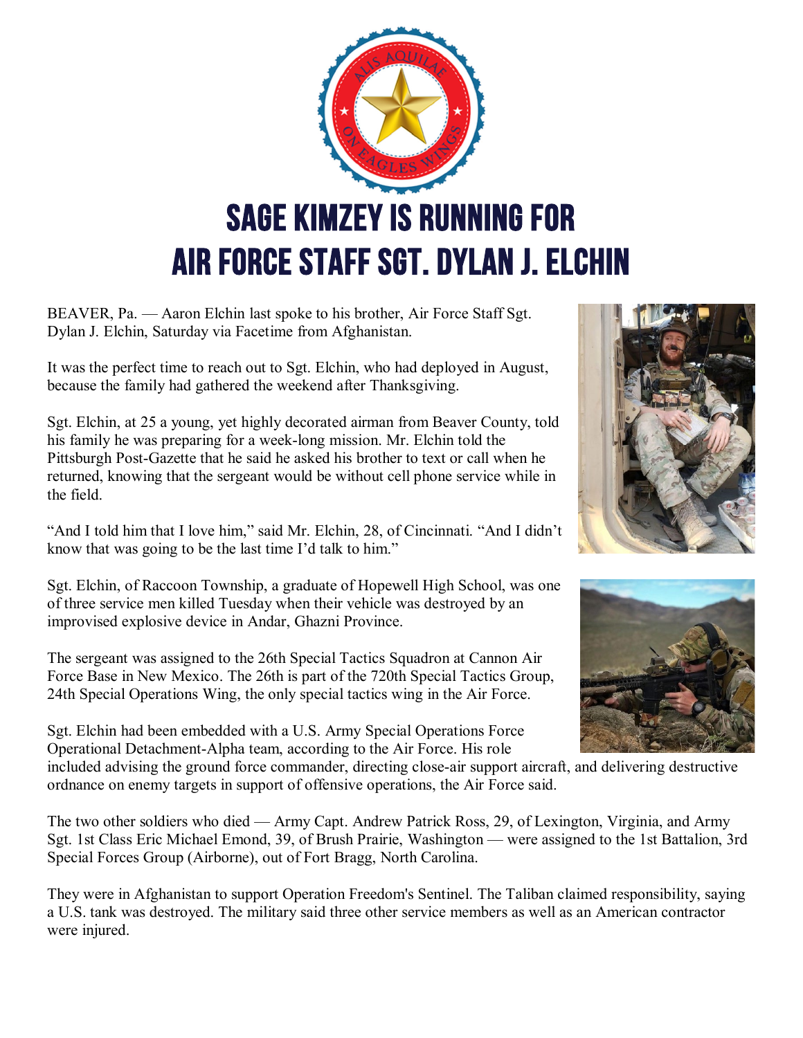# SAGE KIMZEY IS RUNNING FOR AIR FORCE STAFF SGT. DYLAN J. ELCHIN

BEAVER, Pa. — Aaron Elchin last spoke to his brother, Air Force Staff Sgt. Dylan J. Elchin, Saturday via Facetime from Afghanistan.

It was the perfect time to reach out to Sgt. Elchin, who had deployed in August, because the family had gathered the weekend after Thanksgiving.

Sgt. Elchin, at 25 a young, yet highly decorated airman from Beaver County, told his family he was preparing for a week-long mission. Mr. Elchin told the Pittsburgh Post-Gazette that he said he asked his brother to text or call when he returned, knowing that the sergeant would be without cell phone service while in the field.

"And I told him that I love him," said Mr. Elchin, 28, of Cincinnati. "And I didn't know that was going to be the last time I'd talk to him."

Sgt. Elchin, of Raccoon Township, a graduate of Hopewell High School, was one of three service men killed Tuesday when their vehicle was destroyed by an improvised explosive device in Andar, Ghazni Province.

The sergeant was assigned to the 26th Special Tactics Squadron at Cannon Air Force Base in New Mexico. The 26th is part of the 720th Special Tactics Group, 24th Special Operations Wing, the only special tactics wing in the Air Force.

Sgt. Elchin had been embedded with a U.S. Army Special Operations Force Operational Detachment-Alpha team, according to the Air Force. His role included advising the ground force commander, directing close-air support aircraft, and delivering destructive ordnance on enemy targets in support of offensive operations, the Air Force said.

The two other soldiers who died — Army Capt. Andrew Patrick Ross, 29, of Lexington, Virginia, and Army Sgt. 1st Class Eric Michael Emond, 39, of Brush Prairie, Washington — were assigned to the 1st Battalion, 3rd Special Forces Group (Airborne), out of Fort Bragg, North Carolina.

They were in Afghanistan to support Operation Freedom's Sentinel. The Taliban claimed responsibility, saying a U.S. tank was destroyed. The military said three other service members as well as an American contractor were injured.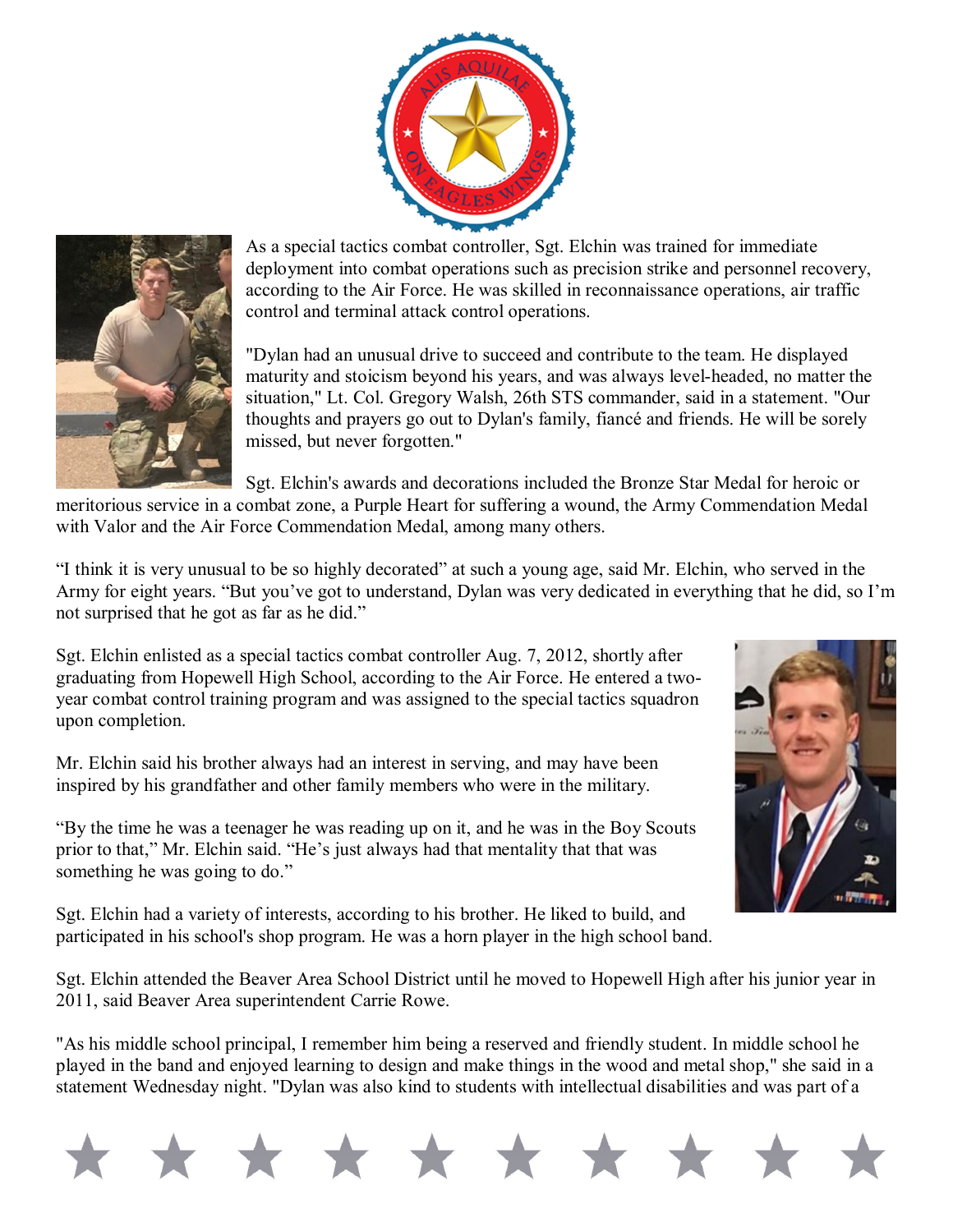As a special tactics combat controller, Sgt. Elchin was trained for immediate deployment into combat operations such as precision strike and personnel recovery, according to the Air Force. He was skilled in reconnaissance operations, air traffic control and terminal attack control operations.

"Dylan had an unusual drive to succeed and contribute to the team. He displayed maturity and stoicism beyond his years, and was always level-headed, no matter the situation," Lt. Col. Gregory Walsh, 26th STS commander, said in a statement. "Our thoughts and prayers go out to Dylan's family, fiancé and friends. He will be sorely missed, but never forgotten."

Sgt. Elchin's awards and decorations included the Bronze Star Medal for heroic or meritorious service in a combat zone, a Purple Heart for suffering a wound, the Army Commendation Medal with Valor and the Air Force Commendation Medal, among many others.

“I think it is very unusual to be so highly decorated” at such a young age, said Mr. Elchin, who served in the Army for eight years. “But you’ve got to understand, Dylan was very dedicated in everything that he did, so I’m not surprised that he got as far as he did.”

Sgt. Elchin enlisted as a special tactics combat controller Aug. 7, 2012, shortly after graduating from Hopewell High School, according to the Air Force. He entered a two-year combat control training program and was assigned to the special tactics squadron upon completion.

Mr. Elchin said his brother always had an interest in serving, and may have been inspired by his grandfather and other family members who were in the military.

“By the time he was a teenager he was reading up on it, and he was in the Boy Scouts prior to that,” Mr. Elchin said. “He’s just always had that mentality that that was something he was going to do.”

Sgt. Elchin had a variety of interests, according to his brother. He liked to build, and participated in his school's shop program. He was a horn player in the high school band.

Sgt. Elchin attended the Beaver Area School District until he moved to Hopewell High after his junior year in 2011, said Beaver Area superintendent Carrie Rowe.

"As his middle school principal, I remember him being a reserved and friendly student. In middle school he played in the band and enjoyed learning to design and make things in the wood and metal shop," she said in a statement Wednesday night. "Dylan was also kind to students with intellectual disabilities and was part of a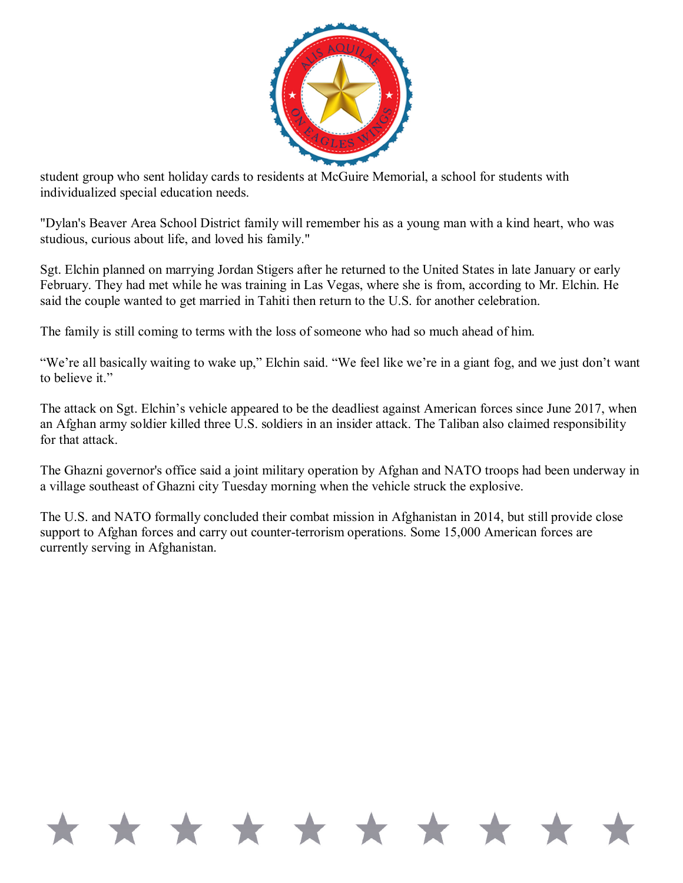student group who sent holiday cards to residents at McGuire Memorial, a school for students with individualized special education needs.

"Dylan's Beaver Area School District family will remember his as a young man with a kind heart, who was studious, curious about life, and loved his family."

Sgt. Elchin planned on marrying Jordan Stigers after he returned to the United States in late January or early February. They had met while he was training in Las Vegas, where she is from, according to Mr. Elchin. He said the couple wanted to get married in Tahiti then return to the U.S. for another celebration.

The family is still coming to terms with the loss of someone who had so much ahead of him.

“We’re all basically waiting to wake up,” Elchin said. “We feel like we’re in a giant fog, and we just don’t want to believe it.”

The attack on Sgt. Elchin’s vehicle appeared to be the deadliest against American forces since June 2017, when an Afghan army soldier killed three U.S. soldiers in an insider attack. The Taliban also claimed responsibility for that attack.

The Ghazni governor's office said a joint military operation by Afghan and NATO troops had been underway in a village southeast of Ghazni city Tuesday morning when the vehicle struck the explosive.

The U.S. and NATO formally concluded their combat mission in Afghanistan in 2014, but still provide close support to Afghan forces and carry out counter-terrorism operations. Some 15,000 American forces are currently serving in Afghanistan.